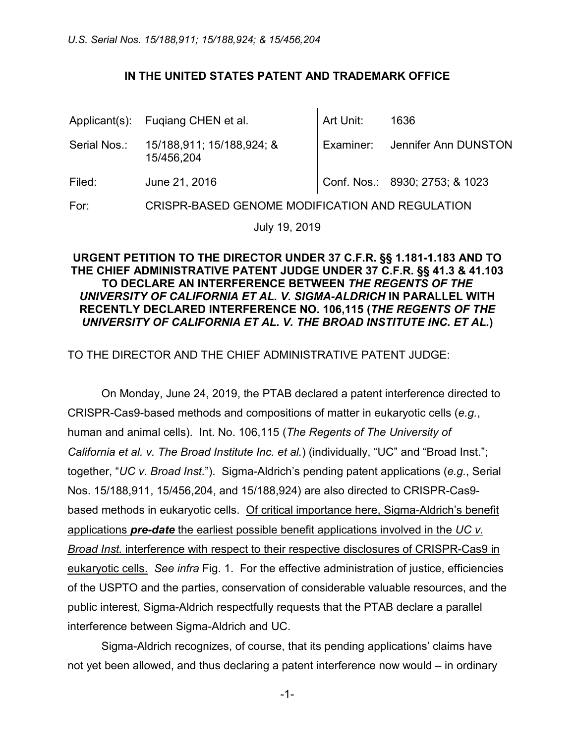U.S. Serial Nos. 15/188,911; 15/188,924; & 15/456,204

**IN THE UNITED STATES PATENT AND TRADEMARK OFFICE**

| | | | |
|---|---|---|---|
| Applicant(s): | Fuqiang CHEN et al. | Art Unit: | 1636 |
| Serial Nos.: | 15/188,911; 15/188,924; & 15/456,204 | Examiner: | Jennifer Ann DUNSTON |
| Filed: | June 21, 2016 | Conf. Nos.: | 8930; 2753; & 1023 |
| For: | CRISPR-BASED GENOME MODIFICATION AND REGULATION | | |

July 19, 2019

**URGENT PETITION TO THE DIRECTOR UNDER 37 C.F.R. §§ 1.181-1.183 AND TO THE CHIEF ADMINISTRATIVE PATENT JUDGE UNDER 37 C.F.R. §§ 41.3 & 41.103 TO DECLARE AN INTERFERENCE BETWEEN *THE REGENTS OF THE UNIVERSITY OF CALIFORNIA ET AL. V. SIGMA-ALDRICH* IN PARALLEL WITH RECENTLY DECLARED INTERFERENCE NO. 106,115 (*THE REGENTS OF THE UNIVERSITY OF CALIFORNIA ET AL. V. THE BROAD INSTITUTE INC. ET AL.*)**

TO THE DIRECTOR AND THE CHIEF ADMINISTRATIVE PATENT JUDGE:

On Monday, June 24, 2019, the PTAB declared a patent interference directed to CRISPR-Cas9-based methods and compositions of matter in eukaryotic cells (*e.g.*, human and animal cells). Int. No. 106,115 (*The Regents of The University of California et al. v. The Broad Institute Inc. et al.*) (individually, "UC" and "Broad Inst."; together, "*UC v. Broad Inst.*"). Sigma-Aldrich's pending patent applications (*e.g.*, Serial Nos. 15/188,911, 15/456,204, and 15/188,924) are also directed to CRISPR-Cas9-based methods in eukaryotic cells. Of critical importance here, Sigma-Aldrich's benefit applications ***pre-date*** the earliest possible benefit applications involved in the *UC v. Broad Inst.* interference with respect to their respective disclosures of CRISPR-Cas9 in eukaryotic cells. *See infra* Fig. 1. For the effective administration of justice, efficiencies of the USPTO and the parties, conservation of considerable valuable resources, and the public interest, Sigma-Aldrich respectfully requests that the PTAB declare a parallel interference between Sigma-Aldrich and UC.

Sigma-Aldrich recognizes, of course, that its pending applications' claims have not yet been allowed, and thus declaring a patent interference now would – in ordinary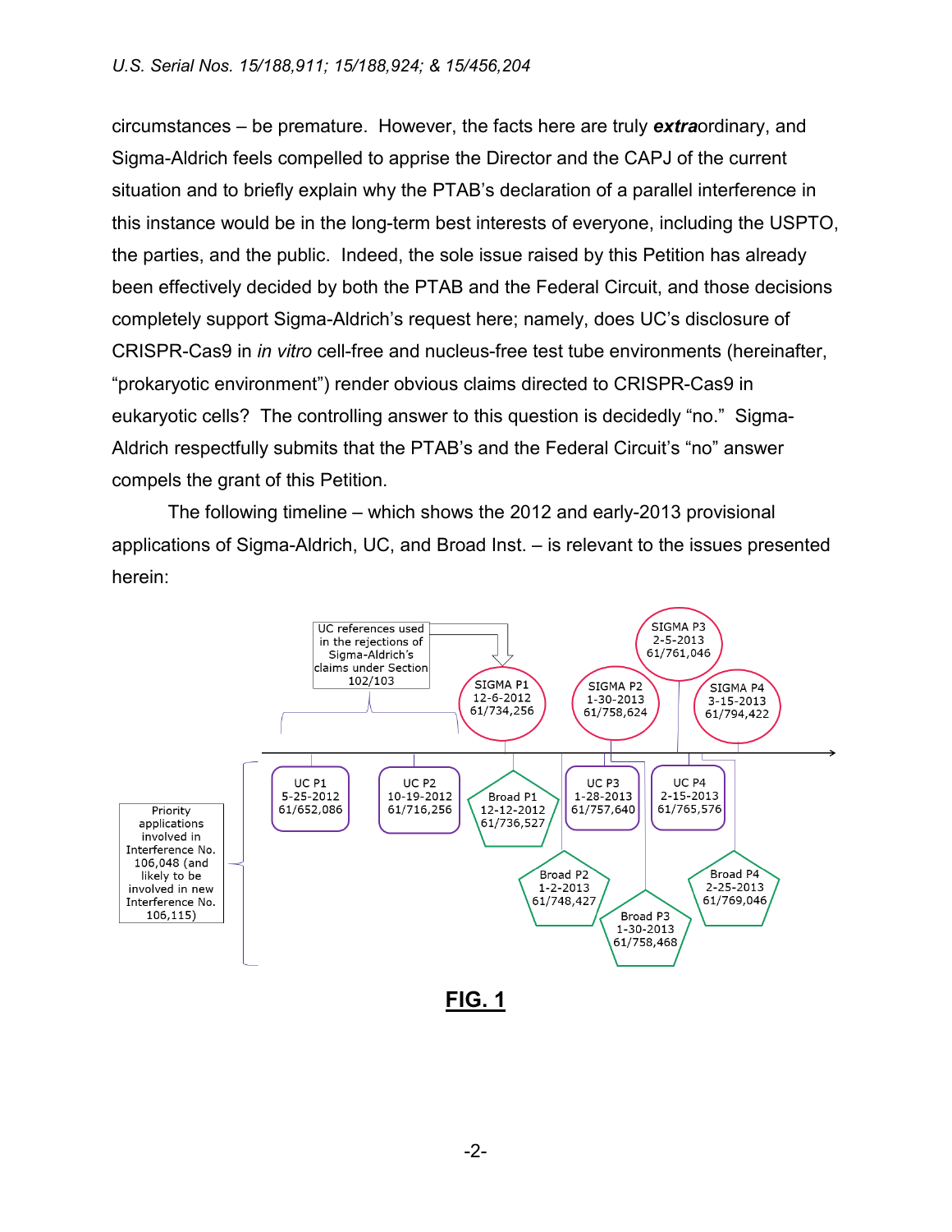circumstances – be premature. However, the facts here are truly ***extra***ordinary, and Sigma-Aldrich feels compelled to apprise the Director and the CAPJ of the current situation and to briefly explain why the PTAB's declaration of a parallel interference in this instance would be in the long-term best interests of everyone, including the USPTO, the parties, and the public. Indeed, the sole issue raised by this Petition has already been effectively decided by both the PTAB and the Federal Circuit, and those decisions completely support Sigma-Aldrich's request here; namely, does UC's disclosure of CRISPR-Cas9 in *in vitro* cell-free and nucleus-free test tube environments (hereinafter, "prokaryotic environment") render obvious claims directed to CRISPR-Cas9 in eukaryotic cells? The controlling answer to this question is decidedly "no." Sigma-Aldrich respectfully submits that the PTAB's and the Federal Circuit's "no" answer compels the grant of this Petition.

The following timeline – which shows the 2012 and early-2013 provisional applications of Sigma-Aldrich, UC, and Broad Inst. – is relevant to the issues presented herein:

UC references used in the rejections of Sigma-Aldrich's claims under Section 102/103

SIGMA P1 12-6-2012 61/734,256

SIGMA P2 1-30-2013 61/758,624

SIGMA P3 2-5-2013 61/761,046

SIGMA P4 3-15-2013 61/794,422

UC P1 5-25-2012 61/652,086

UC P2 10-19-2012 61/716,256

Broad P1 12-12-2012 61/736,527

UC P3 1-28-2013 61/757,640

UC P4 2-15-2013 61/765,576

Broad P2 1-2-2013 61/748,427

Broad P3 1-30-2013 61/758,468

Broad P4 2-25-2013 61/769,046

Priority applications involved in Interference No. 106,048 (and likely to be involved in new Interference No. 106,115)

**FIG. 1**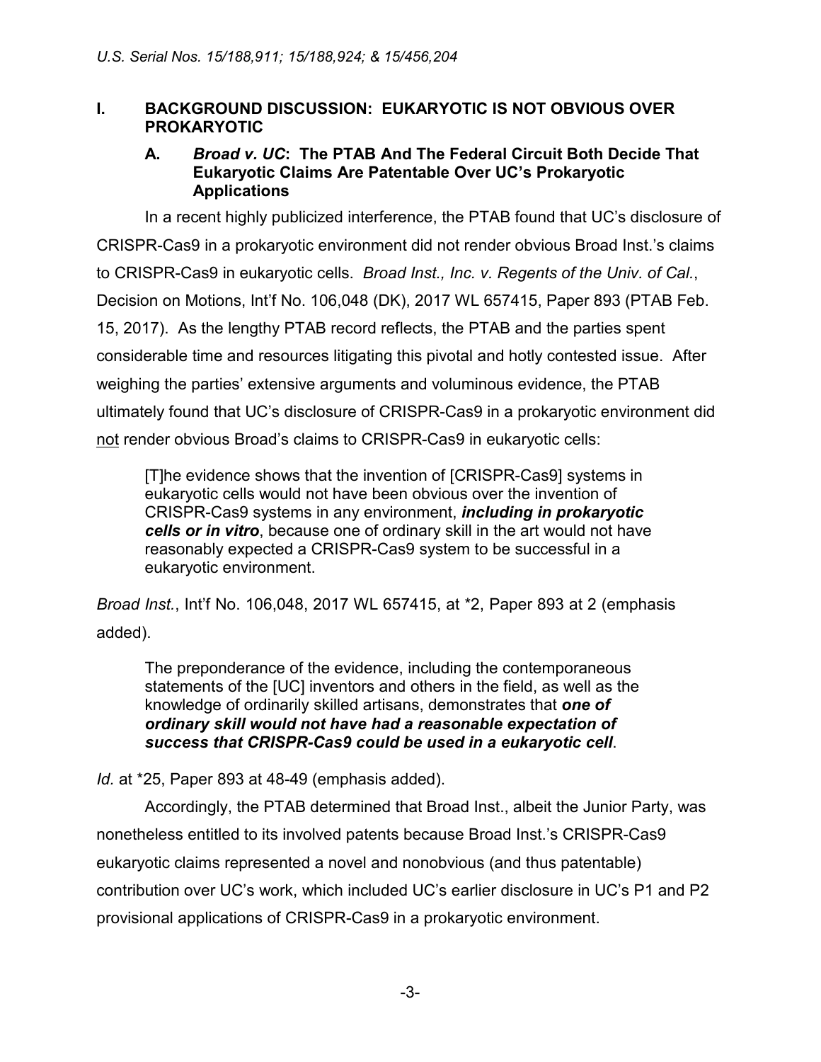## I. BACKGROUND DISCUSSION: EUKARYOTIC IS NOT OBVIOUS OVER PROKARYOTIC

### A. *Broad v. UC*: The PTAB And The Federal Circuit Both Decide That Eukaryotic Claims Are Patentable Over UC's Prokaryotic Applications

In a recent highly publicized interference, the PTAB found that UC's disclosure of CRISPR-Cas9 in a prokaryotic environment did not render obvious Broad Inst.'s claims to CRISPR-Cas9 in eukaryotic cells. *Broad Inst., Inc. v. Regents of the Univ. of Cal.*, Decision on Motions, Int'f No. 106,048 (DK), 2017 WL 657415, Paper 893 (PTAB Feb. 15, 2017). As the lengthy PTAB record reflects, the PTAB and the parties spent considerable time and resources litigating this pivotal and hotly contested issue. After weighing the parties' extensive arguments and voluminous evidence, the PTAB ultimately found that UC's disclosure of CRISPR-Cas9 in a prokaryotic environment did <u>not</u> render obvious Broad's claims to CRISPR-Cas9 in eukaryotic cells:

> [T]he evidence shows that the invention of [CRISPR-Cas9] systems in eukaryotic cells would not have been obvious over the invention of CRISPR-Cas9 systems in any environment, ***including in prokaryotic cells or in vitro***, because one of ordinary skill in the art would not have reasonably expected a CRISPR-Cas9 system to be successful in a eukaryotic environment.

*Broad Inst.*, Int'f No. 106,048, 2017 WL 657415, at *2, Paper 893 at 2 (emphasis added).

> The preponderance of the evidence, including the contemporaneous statements of the [UC] inventors and others in the field, as well as the knowledge of ordinarily skilled artisans, demonstrates that ***one of ordinary skill would not have had a reasonable expectation of success that CRISPR-Cas9 could be used in a eukaryotic cell***.

*Id.* at *25, Paper 893 at 48-49 (emphasis added).

Accordingly, the PTAB determined that Broad Inst., albeit the Junior Party, was nonetheless entitled to its involved patents because Broad Inst.'s CRISPR-Cas9 eukaryotic claims represented a novel and nonobvious (and thus patentable) contribution over UC's work, which included UC's earlier disclosure in UC's P1 and P2 provisional applications of CRISPR-Cas9 in a prokaryotic environment.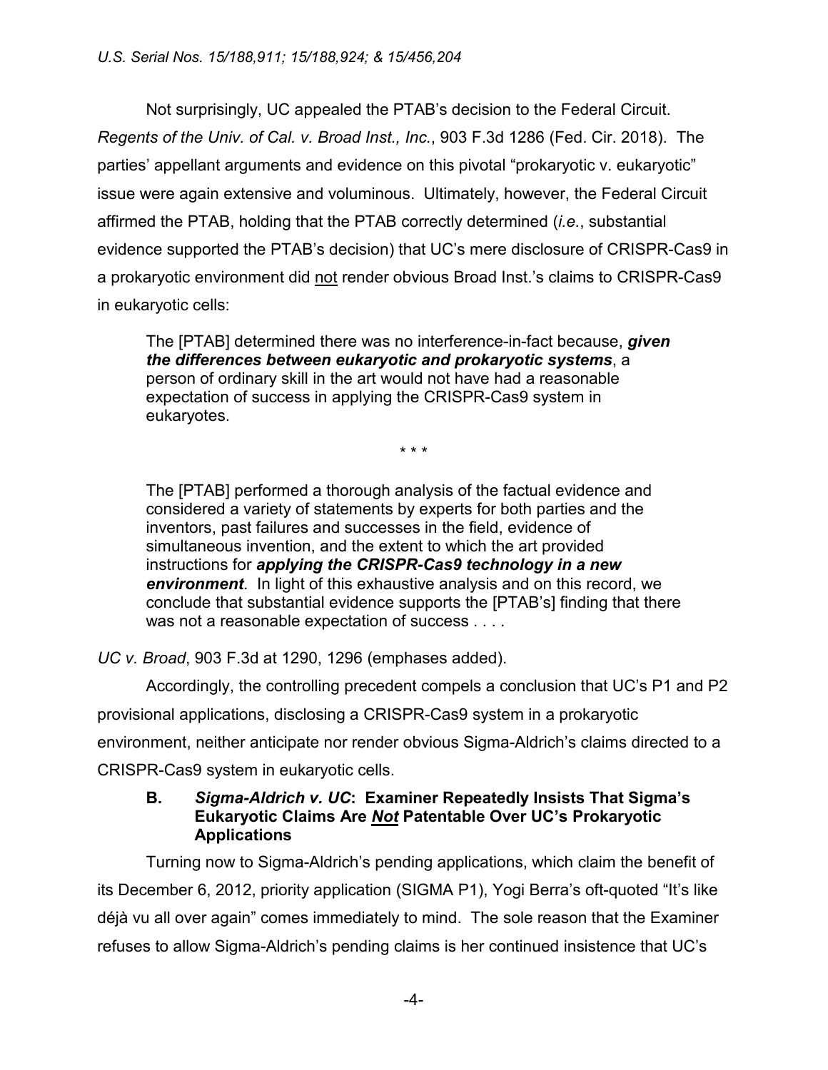Not surprisingly, UC appealed the PTAB's decision to the Federal Circuit. *Regents of the Univ. of Cal. v. Broad Inst., Inc.*, 903 F.3d 1286 (Fed. Cir. 2018). The parties' appellant arguments and evidence on this pivotal "prokaryotic v. eukaryotic" issue were again extensive and voluminous. Ultimately, however, the Federal Circuit affirmed the PTAB, holding that the PTAB correctly determined (*i.e.*, substantial evidence supported the PTAB's decision) that UC's mere disclosure of CRISPR-Cas9 in a prokaryotic environment did <u>not</u> render obvious Broad Inst.'s claims to CRISPR-Cas9 in eukaryotic cells:

> The [PTAB] determined there was no interference-in-fact because, ***given the differences between eukaryotic and prokaryotic systems***, a person of ordinary skill in the art would not have had a reasonable expectation of success in applying the CRISPR-Cas9 system in eukaryotes.
>
> \* \* \*
>
> The [PTAB] performed a thorough analysis of the factual evidence and considered a variety of statements by experts for both parties and the inventors, past failures and successes in the field, evidence of simultaneous invention, and the extent to which the art provided instructions for ***applying the CRISPR-Cas9 technology in a new environment***. In light of this exhaustive analysis and on this record, we conclude that substantial evidence supports the [PTAB's] finding that there was not a reasonable expectation of success . . . .

*UC v. Broad*, 903 F.3d at 1290, 1296 (emphases added).

Accordingly, the controlling precedent compels a conclusion that UC's P1 and P2 provisional applications, disclosing a CRISPR-Cas9 system in a prokaryotic environment, neither anticipate nor render obvious Sigma-Aldrich's claims directed to a CRISPR-Cas9 system in eukaryotic cells.

### B. *Sigma-Aldrich v. UC*: Examiner Repeatedly Insists That Sigma's Eukaryotic Claims Are ***<u>Not</u>*** Patentable Over UC's Prokaryotic Applications

Turning now to Sigma-Aldrich's pending applications, which claim the benefit of its December 6, 2012, priority application (SIGMA P1), Yogi Berra's oft-quoted "It's like déjà vu all over again" comes immediately to mind. The sole reason that the Examiner refuses to allow Sigma-Aldrich's pending claims is her continued insistence that UC's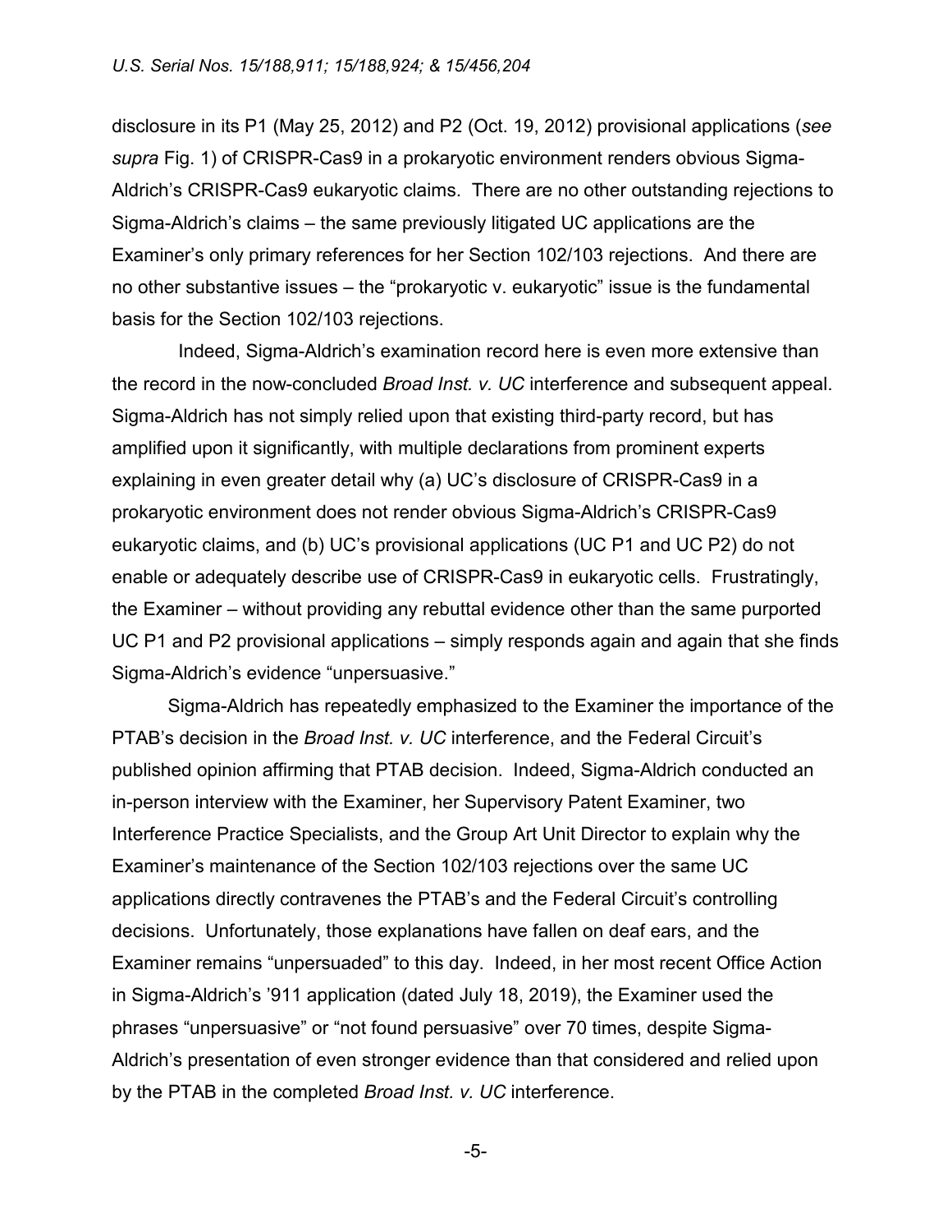disclosure in its P1 (May 25, 2012) and P2 (Oct. 19, 2012) provisional applications (*see supra* Fig. 1) of CRISPR-Cas9 in a prokaryotic environment renders obvious Sigma-Aldrich's CRISPR-Cas9 eukaryotic claims. There are no other outstanding rejections to Sigma-Aldrich's claims – the same previously litigated UC applications are the Examiner's only primary references for her Section 102/103 rejections. And there are no other substantive issues – the "prokaryotic v. eukaryotic" issue is the fundamental basis for the Section 102/103 rejections.

Indeed, Sigma-Aldrich's examination record here is even more extensive than the record in the now-concluded *Broad Inst. v. UC* interference and subsequent appeal. Sigma-Aldrich has not simply relied upon that existing third-party record, but has amplified upon it significantly, with multiple declarations from prominent experts explaining in even greater detail why (a) UC's disclosure of CRISPR-Cas9 in a prokaryotic environment does not render obvious Sigma-Aldrich's CRISPR-Cas9 eukaryotic claims, and (b) UC's provisional applications (UC P1 and UC P2) do not enable or adequately describe use of CRISPR-Cas9 in eukaryotic cells. Frustratingly, the Examiner – without providing any rebuttal evidence other than the same purported UC P1 and P2 provisional applications – simply responds again and again that she finds Sigma-Aldrich's evidence "unpersuasive."

Sigma-Aldrich has repeatedly emphasized to the Examiner the importance of the PTAB's decision in the *Broad Inst. v. UC* interference, and the Federal Circuit's published opinion affirming that PTAB decision. Indeed, Sigma-Aldrich conducted an in-person interview with the Examiner, her Supervisory Patent Examiner, two Interference Practice Specialists, and the Group Art Unit Director to explain why the Examiner's maintenance of the Section 102/103 rejections over the same UC applications directly contravenes the PTAB's and the Federal Circuit's controlling decisions. Unfortunately, those explanations have fallen on deaf ears, and the Examiner remains "unpersuaded" to this day. Indeed, in her most recent Office Action in Sigma-Aldrich's '911 application (dated July 18, 2019), the Examiner used the phrases "unpersuasive" or "not found persuasive" over 70 times, despite Sigma-Aldrich's presentation of even stronger evidence than that considered and relied upon by the PTAB in the completed *Broad Inst. v. UC* interference.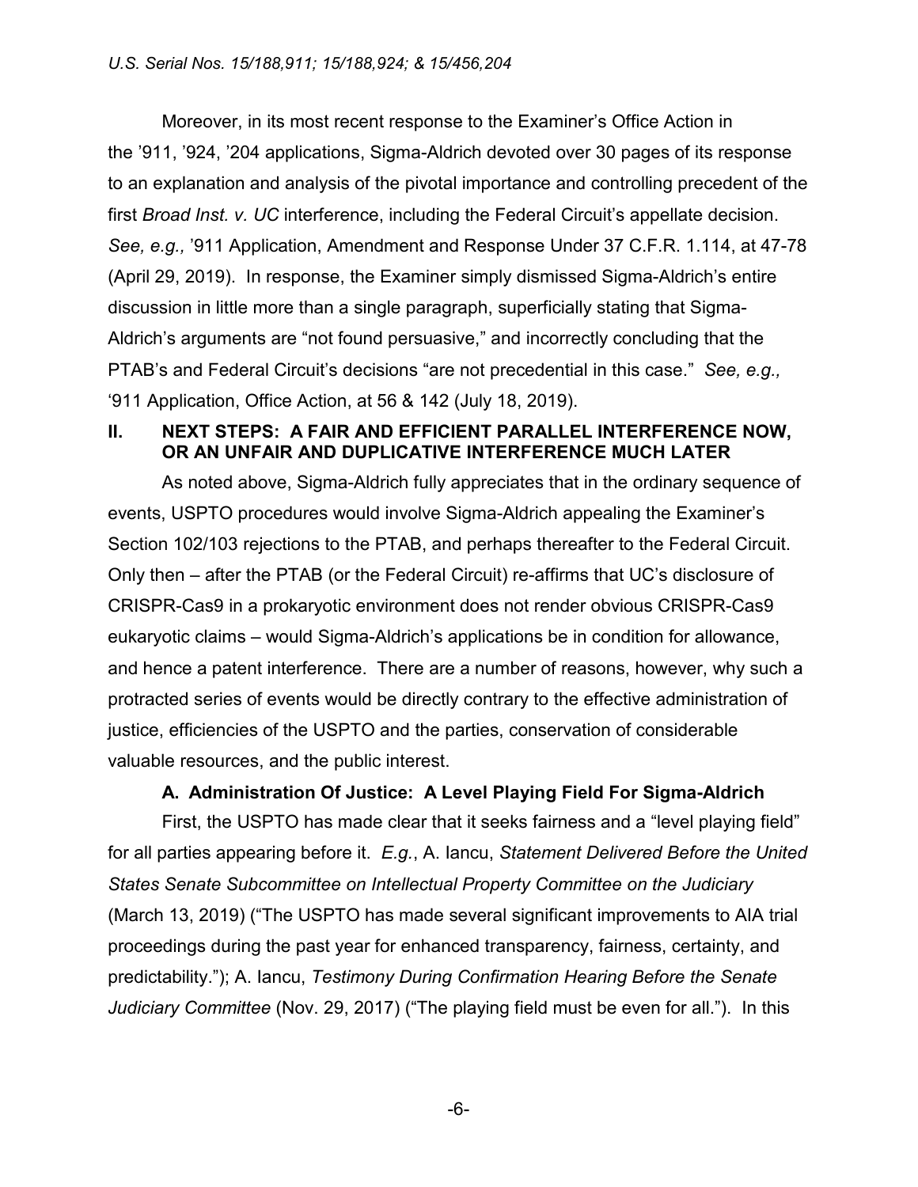Moreover, in its most recent response to the Examiner's Office Action in the '911, '924, '204 applications, Sigma-Aldrich devoted over 30 pages of its response to an explanation and analysis of the pivotal importance and controlling precedent of the first *Broad Inst. v. UC* interference, including the Federal Circuit's appellate decision. *See, e.g.,* '911 Application, Amendment and Response Under 37 C.F.R. 1.114, at 47-78 (April 29, 2019). In response, the Examiner simply dismissed Sigma-Aldrich's entire discussion in little more than a single paragraph, superficially stating that Sigma-Aldrich's arguments are "not found persuasive," and incorrectly concluding that the PTAB's and Federal Circuit's decisions "are not precedential in this case." *See, e.g.,* '911 Application, Office Action, at 56 & 142 (July 18, 2019).

## II. NEXT STEPS: A FAIR AND EFFICIENT PARALLEL INTERFERENCE NOW, OR AN UNFAIR AND DUPLICATIVE INTERFERENCE MUCH LATER

As noted above, Sigma-Aldrich fully appreciates that in the ordinary sequence of events, USPTO procedures would involve Sigma-Aldrich appealing the Examiner's Section 102/103 rejections to the PTAB, and perhaps thereafter to the Federal Circuit. Only then – after the PTAB (or the Federal Circuit) re-affirms that UC's disclosure of CRISPR-Cas9 in a prokaryotic environment does not render obvious CRISPR-Cas9 eukaryotic claims – would Sigma-Aldrich's applications be in condition for allowance, and hence a patent interference. There are a number of reasons, however, why such a protracted series of events would be directly contrary to the effective administration of justice, efficiencies of the USPTO and the parties, conservation of considerable valuable resources, and the public interest.

### A. Administration Of Justice: A Level Playing Field For Sigma-Aldrich

First, the USPTO has made clear that it seeks fairness and a "level playing field" for all parties appearing before it. *E.g.*, A. Iancu, *Statement Delivered Before the United States Senate Subcommittee on Intellectual Property Committee on the Judiciary* (March 13, 2019) ("The USPTO has made several significant improvements to AIA trial proceedings during the past year for enhanced transparency, fairness, certainty, and predictability."); A. Iancu, *Testimony During Confirmation Hearing Before the Senate Judiciary Committee* (Nov. 29, 2017) ("The playing field must be even for all."). In this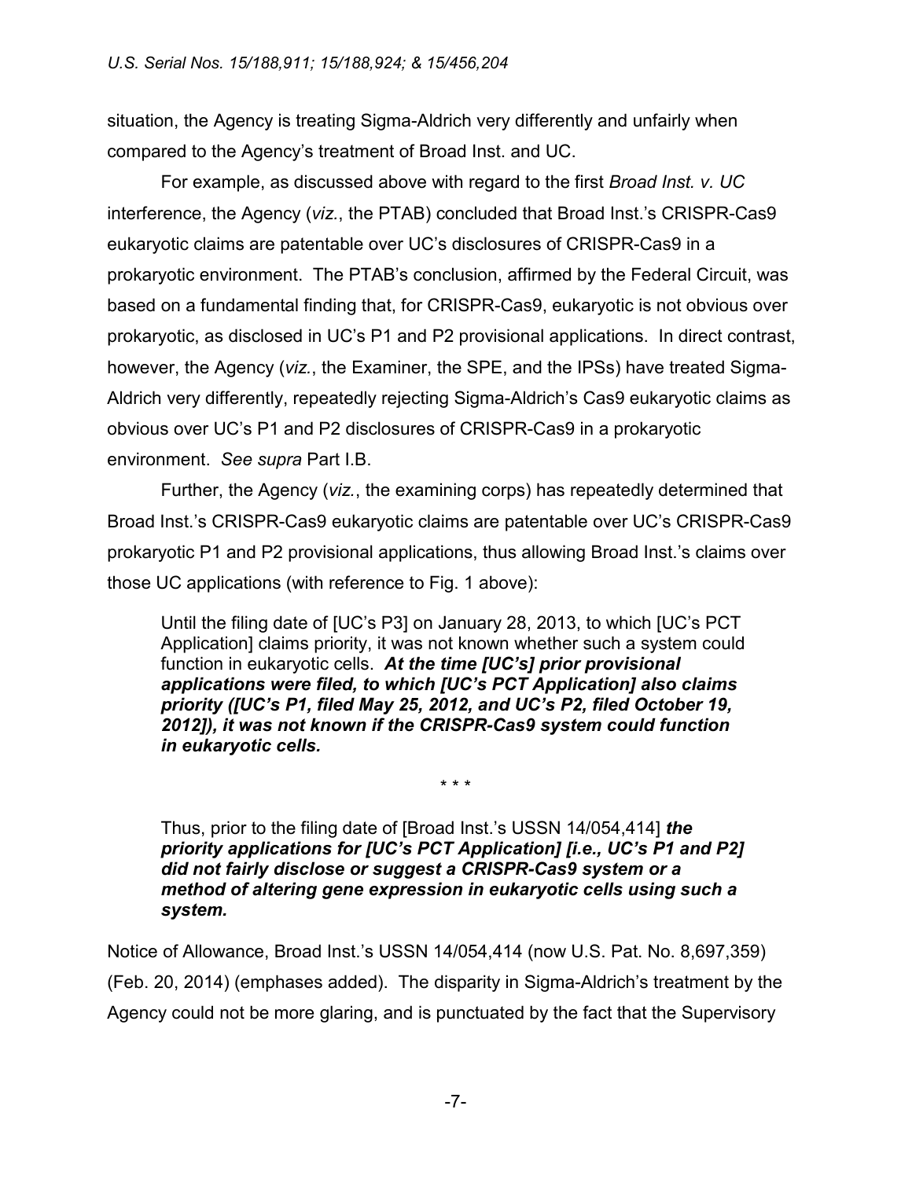situation, the Agency is treating Sigma-Aldrich very differently and unfairly when compared to the Agency's treatment of Broad Inst. and UC.

For example, as discussed above with regard to the first *Broad Inst. v. UC* interference, the Agency (*viz.*, the PTAB) concluded that Broad Inst.'s CRISPR-Cas9 eukaryotic claims are patentable over UC's disclosures of CRISPR-Cas9 in a prokaryotic environment. The PTAB's conclusion, affirmed by the Federal Circuit, was based on a fundamental finding that, for CRISPR-Cas9, eukaryotic is not obvious over prokaryotic, as disclosed in UC's P1 and P2 provisional applications. In direct contrast, however, the Agency (*viz.*, the Examiner, the SPE, and the IPSs) have treated Sigma-Aldrich very differently, repeatedly rejecting Sigma-Aldrich's Cas9 eukaryotic claims as obvious over UC's P1 and P2 disclosures of CRISPR-Cas9 in a prokaryotic environment. *See supra* Part I.B.

Further, the Agency (*viz.*, the examining corps) has repeatedly determined that Broad Inst.'s CRISPR-Cas9 eukaryotic claims are patentable over UC's CRISPR-Cas9 prokaryotic P1 and P2 provisional applications, thus allowing Broad Inst.'s claims over those UC applications (with reference to Fig. 1 above):

> Until the filing date of [UC's P3] on January 28, 2013, to which [UC's PCT Application] claims priority, it was not known whether such a system could function in eukaryotic cells. ***At the time [UC's] prior provisional applications were filed, to which [UC's PCT Application] also claims priority ([UC's P1, filed May 25, 2012, and UC's P2, filed October 19, 2012]), it was not known if the CRISPR-Cas9 system could function in eukaryotic cells.***
>
> \* \* \*
>
> Thus, prior to the filing date of [Broad Inst.'s USSN 14/054,414] ***the priority applications for [UC's PCT Application] [i.e., UC's P1 and P2] did not fairly disclose or suggest a CRISPR-Cas9 system or a method of altering gene expression in eukaryotic cells using such a system.***

Notice of Allowance, Broad Inst.'s USSN 14/054,414 (now U.S. Pat. No. 8,697,359) (Feb. 20, 2014) (emphases added). The disparity in Sigma-Aldrich's treatment by the Agency could not be more glaring, and is punctuated by the fact that the Supervisory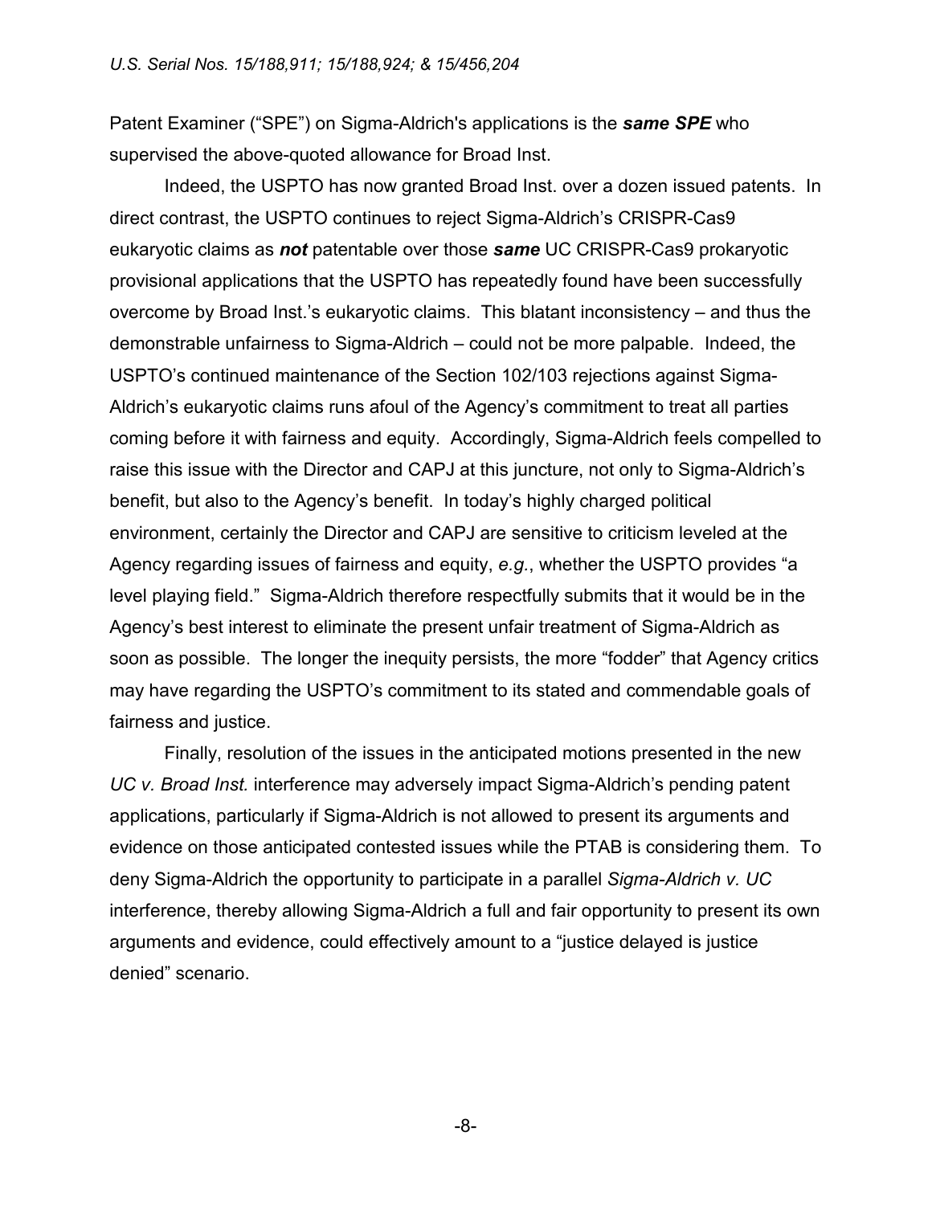Patent Examiner ("SPE") on Sigma-Aldrich's applications is the ***same SPE*** who supervised the above-quoted allowance for Broad Inst.

Indeed, the USPTO has now granted Broad Inst. over a dozen issued patents. In direct contrast, the USPTO continues to reject Sigma-Aldrich's CRISPR-Cas9 eukaryotic claims as ***not*** patentable over those ***same*** UC CRISPR-Cas9 prokaryotic provisional applications that the USPTO has repeatedly found have been successfully overcome by Broad Inst.'s eukaryotic claims. This blatant inconsistency – and thus the demonstrable unfairness to Sigma-Aldrich – could not be more palpable. Indeed, the USPTO's continued maintenance of the Section 102/103 rejections against Sigma-Aldrich's eukaryotic claims runs afoul of the Agency's commitment to treat all parties coming before it with fairness and equity. Accordingly, Sigma-Aldrich feels compelled to raise this issue with the Director and CAPJ at this juncture, not only to Sigma-Aldrich's benefit, but also to the Agency's benefit. In today's highly charged political environment, certainly the Director and CAPJ are sensitive to criticism leveled at the Agency regarding issues of fairness and equity, *e.g.*, whether the USPTO provides "a level playing field." Sigma-Aldrich therefore respectfully submits that it would be in the Agency's best interest to eliminate the present unfair treatment of Sigma-Aldrich as soon as possible. The longer the inequity persists, the more "fodder" that Agency critics may have regarding the USPTO's commitment to its stated and commendable goals of fairness and justice.

Finally, resolution of the issues in the anticipated motions presented in the new *UC v. Broad Inst.* interference may adversely impact Sigma-Aldrich's pending patent applications, particularly if Sigma-Aldrich is not allowed to present its arguments and evidence on those anticipated contested issues while the PTAB is considering them. To deny Sigma-Aldrich the opportunity to participate in a parallel *Sigma-Aldrich v. UC* interference, thereby allowing Sigma-Aldrich a full and fair opportunity to present its own arguments and evidence, could effectively amount to a "justice delayed is justice denied" scenario.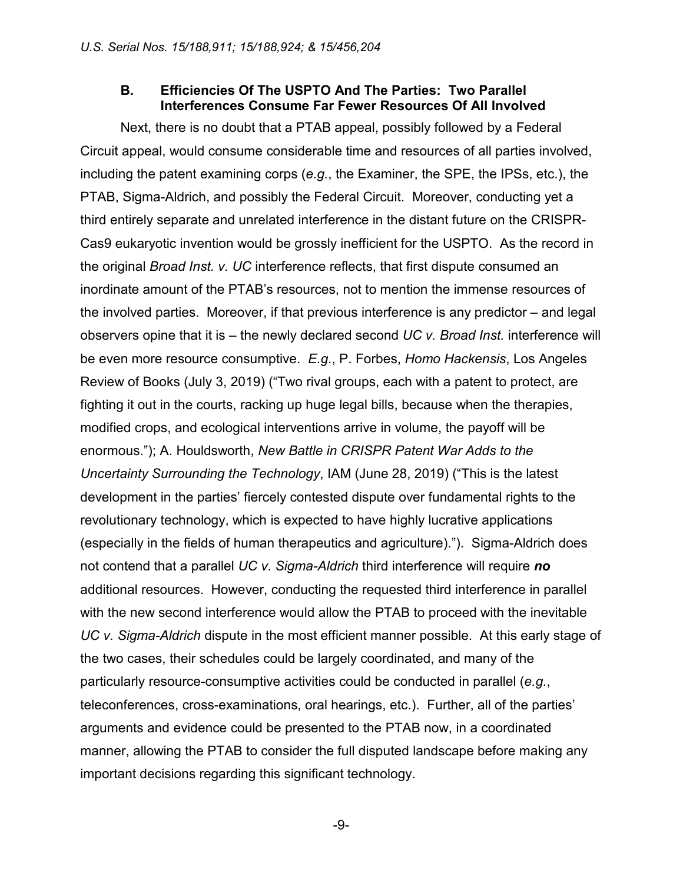### B. Efficiencies Of The USPTO And The Parties: Two Parallel Interferences Consume Far Fewer Resources Of All Involved

Next, there is no doubt that a PTAB appeal, possibly followed by a Federal Circuit appeal, would consume considerable time and resources of all parties involved, including the patent examining corps (*e.g.*, the Examiner, the SPE, the IPSs, etc.), the PTAB, Sigma-Aldrich, and possibly the Federal Circuit. Moreover, conducting yet a third entirely separate and unrelated interference in the distant future on the CRISPR-Cas9 eukaryotic invention would be grossly inefficient for the USPTO. As the record in the original *Broad Inst. v. UC* interference reflects, that first dispute consumed an inordinate amount of the PTAB's resources, not to mention the immense resources of the involved parties. Moreover, if that previous interference is any predictor – and legal observers opine that it is – the newly declared second *UC v. Broad Inst.* interference will be even more resource consumptive. *E.g.*, P. Forbes, *Homo Hackensis*, Los Angeles Review of Books (July 3, 2019) ("Two rival groups, each with a patent to protect, are fighting it out in the courts, racking up huge legal bills, because when the therapies, modified crops, and ecological interventions arrive in volume, the payoff will be enormous."); A. Houldsworth, *New Battle in CRISPR Patent War Adds to the Uncertainty Surrounding the Technology*, IAM (June 28, 2019) ("This is the latest development in the parties' fiercely contested dispute over fundamental rights to the revolutionary technology, which is expected to have highly lucrative applications (especially in the fields of human therapeutics and agriculture)."). Sigma-Aldrich does not contend that a parallel *UC v. Sigma-Aldrich* third interference will require ***no*** additional resources. However, conducting the requested third interference in parallel with the new second interference would allow the PTAB to proceed with the inevitable *UC v. Sigma-Aldrich* dispute in the most efficient manner possible. At this early stage of the two cases, their schedules could be largely coordinated, and many of the particularly resource-consumptive activities could be conducted in parallel (*e.g.*, teleconferences, cross-examinations, oral hearings, etc.). Further, all of the parties' arguments and evidence could be presented to the PTAB now, in a coordinated manner, allowing the PTAB to consider the full disputed landscape before making any important decisions regarding this significant technology.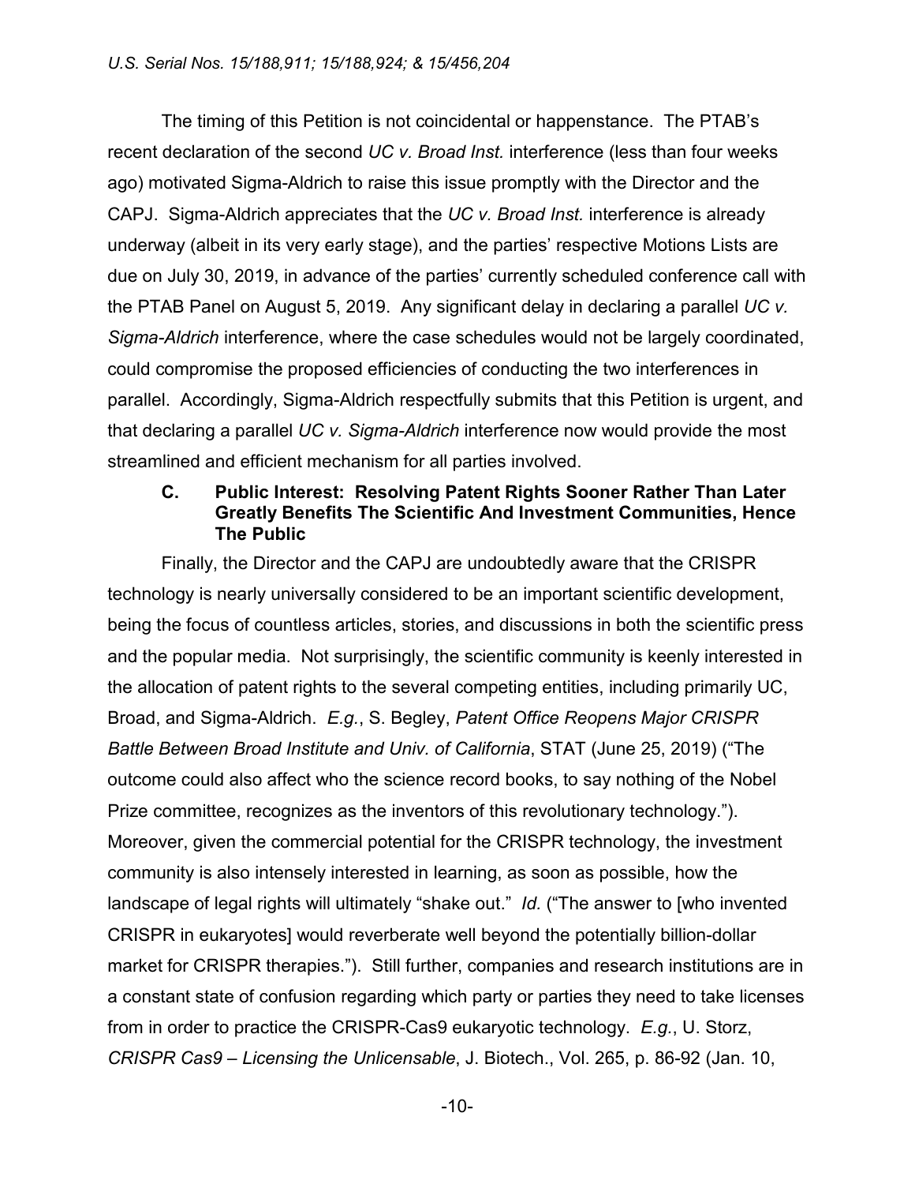The timing of this Petition is not coincidental or happenstance. The PTAB's recent declaration of the second *UC v. Broad Inst.* interference (less than four weeks ago) motivated Sigma-Aldrich to raise this issue promptly with the Director and the CAPJ. Sigma-Aldrich appreciates that the *UC v. Broad Inst.* interference is already underway (albeit in its very early stage), and the parties' respective Motions Lists are due on July 30, 2019, in advance of the parties' currently scheduled conference call with the PTAB Panel on August 5, 2019. Any significant delay in declaring a parallel *UC v. Sigma-Aldrich* interference, where the case schedules would not be largely coordinated, could compromise the proposed efficiencies of conducting the two interferences in parallel. Accordingly, Sigma-Aldrich respectfully submits that this Petition is urgent, and that declaring a parallel *UC v. Sigma-Aldrich* interference now would provide the most streamlined and efficient mechanism for all parties involved.

### C. Public Interest: Resolving Patent Rights Sooner Rather Than Later Greatly Benefits The Scientific And Investment Communities, Hence The Public

Finally, the Director and the CAPJ are undoubtedly aware that the CRISPR technology is nearly universally considered to be an important scientific development, being the focus of countless articles, stories, and discussions in both the scientific press and the popular media. Not surprisingly, the scientific community is keenly interested in the allocation of patent rights to the several competing entities, including primarily UC, Broad, and Sigma-Aldrich. *E.g.*, S. Begley, *Patent Office Reopens Major CRISPR Battle Between Broad Institute and Univ. of California*, STAT (June 25, 2019) ("The outcome could also affect who the science record books, to say nothing of the Nobel Prize committee, recognizes as the inventors of this revolutionary technology."). Moreover, given the commercial potential for the CRISPR technology, the investment community is also intensely interested in learning, as soon as possible, how the landscape of legal rights will ultimately "shake out." *Id.* ("The answer to [who invented CRISPR in eukaryotes] would reverberate well beyond the potentially billion-dollar market for CRISPR therapies."). Still further, companies and research institutions are in a constant state of confusion regarding which party or parties they need to take licenses from in order to practice the CRISPR-Cas9 eukaryotic technology. *E.g.*, U. Storz, *CRISPR Cas9 – Licensing the Unlicensable*, J. Biotech., Vol. 265, p. 86-92 (Jan. 10,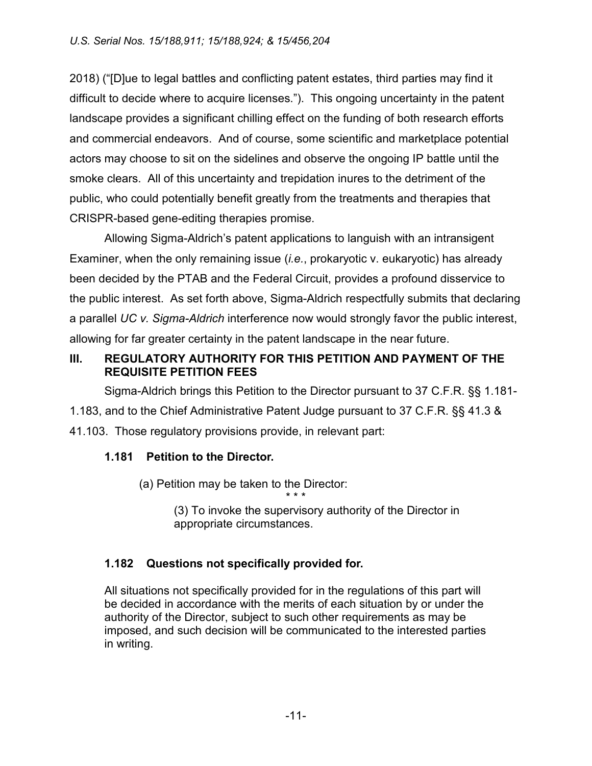2018) ("[D]ue to legal battles and conflicting patent estates, third parties may find it difficult to decide where to acquire licenses."). This ongoing uncertainty in the patent landscape provides a significant chilling effect on the funding of both research efforts and commercial endeavors. And of course, some scientific and marketplace potential actors may choose to sit on the sidelines and observe the ongoing IP battle until the smoke clears. All of this uncertainty and trepidation inures to the detriment of the public, who could potentially benefit greatly from the treatments and therapies that CRISPR-based gene-editing therapies promise.

Allowing Sigma-Aldrich's patent applications to languish with an intransigent Examiner, when the only remaining issue (*i.e.*, prokaryotic v. eukaryotic) has already been decided by the PTAB and the Federal Circuit, provides a profound disservice to the public interest. As set forth above, Sigma-Aldrich respectfully submits that declaring a parallel *UC v. Sigma-Aldrich* interference now would strongly favor the public interest, allowing for far greater certainty in the patent landscape in the near future.

## III. REGULATORY AUTHORITY FOR THIS PETITION AND PAYMENT OF THE REQUISITE PETITION FEES

Sigma-Aldrich brings this Petition to the Director pursuant to 37 C.F.R. §§ 1.181-1.183, and to the Chief Administrative Patent Judge pursuant to 37 C.F.R. §§ 41.3 & 41.103. Those regulatory provisions provide, in relevant part:

> **1.181 Petition to the Director.**
>
> (a) Petition may be taken to the Director:
>
> * * *
>
> (3) To invoke the supervisory authority of the Director in appropriate circumstances.
>
> **1.182 Questions not specifically provided for.**
>
> All situations not specifically provided for in the regulations of this part will be decided in accordance with the merits of each situation by or under the authority of the Director, subject to such other requirements as may be imposed, and such decision will be communicated to the interested parties in writing.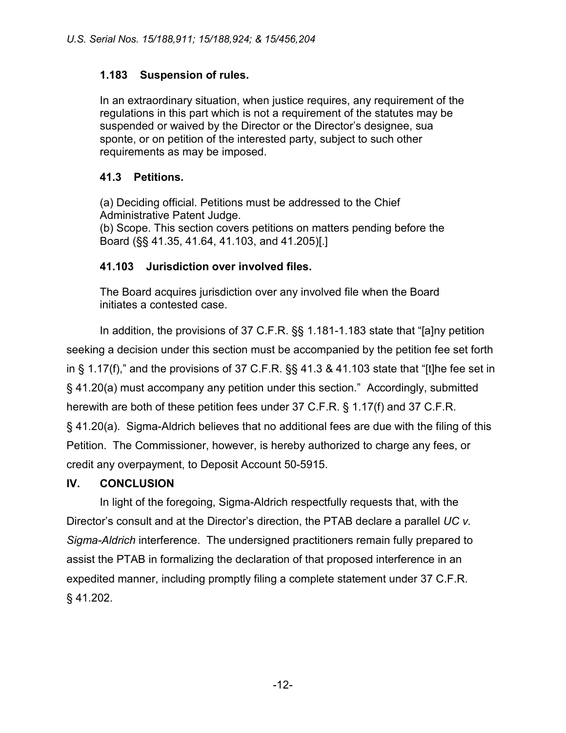**1.183 Suspension of rules.**

In an extraordinary situation, when justice requires, any requirement of the regulations in this part which is not a requirement of the statutes may be suspended or waived by the Director or the Director's designee, sua sponte, or on petition of the interested party, subject to such other requirements as may be imposed.

**41.3 Petitions.**

(a) Deciding official. Petitions must be addressed to the Chief Administrative Patent Judge.
(b) Scope. This section covers petitions on matters pending before the Board (§§ 41.35, 41.64, 41.103, and 41.205)[.]

**41.103 Jurisdiction over involved files.**

The Board acquires jurisdiction over any involved file when the Board initiates a contested case.

In addition, the provisions of 37 C.F.R. §§ 1.181-1.183 state that "[a]ny petition seeking a decision under this section must be accompanied by the petition fee set forth in § 1.17(f)," and the provisions of 37 C.F.R. §§ 41.3 & 41.103 state that "[t]he fee set in § 41.20(a) must accompany any petition under this section." Accordingly, submitted herewith are both of these petition fees under 37 C.F.R. § 1.17(f) and 37 C.F.R. § 41.20(a). Sigma-Aldrich believes that no additional fees are due with the filing of this Petition. The Commissioner, however, is hereby authorized to charge any fees, or credit any overpayment, to Deposit Account 50-5915.

## IV. CONCLUSION

In light of the foregoing, Sigma-Aldrich respectfully requests that, with the Director's consult and at the Director's direction, the PTAB declare a parallel *UC v. Sigma-Aldrich* interference. The undersigned practitioners remain fully prepared to assist the PTAB in formalizing the declaration of that proposed interference in an expedited manner, including promptly filing a complete statement under 37 C.F.R. § 41.202.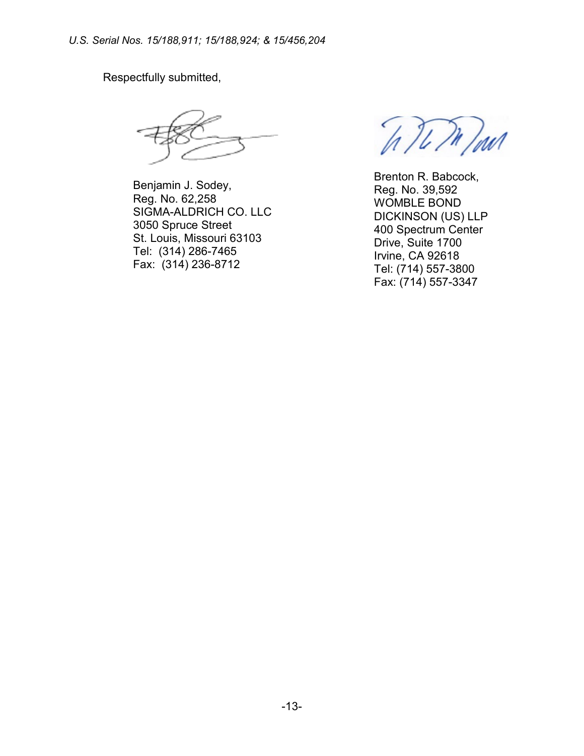Respectfully submitted,

Benjamin J. Sodey,
Reg. No. 62,258
SIGMA-ALDRICH CO. LLC
3050 Spruce Street
St. Louis, Missouri 63103
Tel: (314) 286-7465
Fax: (314) 236-8712

Brenton R. Babcock,
Reg. No. 39,592
WOMBLE BOND
DICKINSON (US) LLP
400 Spectrum Center
Drive, Suite 1700
Irvine, CA 92618
Tel: (714) 557-3800
Fax: (714) 557-3347